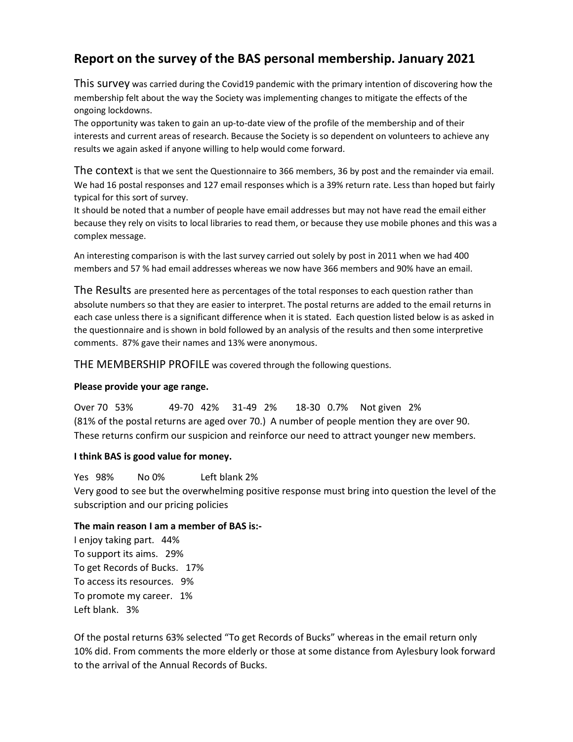# Report on the survey of the BAS personal membership. January 2021

This survey was carried during the Covid19 pandemic with the primary intention of discovering how the membership felt about the way the Society was implementing changes to mitigate the effects of the ongoing lockdowns.
The opportunity was taken to gain an up-to-date view of the profile of the membership and of their interests and current areas of research. Because the Society is so dependent on volunteers to achieve any results we again asked if anyone willing to help would come forward.

The context is that we sent the Questionnaire to 366 members, 36 by post and the remainder via email. We had 16 postal responses and 127 email responses which is a 39% return rate. Less than hoped but fairly typical for this sort of survey.
It should be noted that a number of people have email addresses but may not have read the email either because they rely on visits to local libraries to read them, or because they use mobile phones and this was a complex message.

An interesting comparison is with the last survey carried out solely by post in 2011 when we had 400 members and 57 % had email addresses whereas we now have 366 members and 90% have an email.

The Results are presented here as percentages of the total responses to each question rather than absolute numbers so that they are easier to interpret. The postal returns are added to the email returns in each case unless there is a significant difference when it is stated. Each question listed below is as asked in the questionnaire and is shown in bold followed by an analysis of the results and then some interpretive comments. 87% gave their names and 13% were anonymous.

THE MEMBERSHIP PROFILE was covered through the following questions.

**Please provide your age range.**

Over 70 53% 49-70 42% 31-49 2% 18-30 0.7% Not given 2%
(81% of the postal returns are aged over 70.) A number of people mention they are over 90. These returns confirm our suspicion and reinforce our need to attract younger new members.

**I think BAS is good value for money.**

Yes 98% No 0% Left blank 2%
Very good to see but the overwhelming positive response must bring into question the level of the subscription and our pricing policies

**The main reason I am a member of BAS is:-**

I enjoy taking part. 44%
To support its aims. 29%
To get Records of Bucks. 17%
To access its resources. 9%
To promote my career. 1%
Left blank. 3%

Of the postal returns 63% selected "To get Records of Bucks" whereas in the email return only 10% did. From comments the more elderly or those at some distance from Aylesbury look forward to the arrival of the Annual Records of Bucks.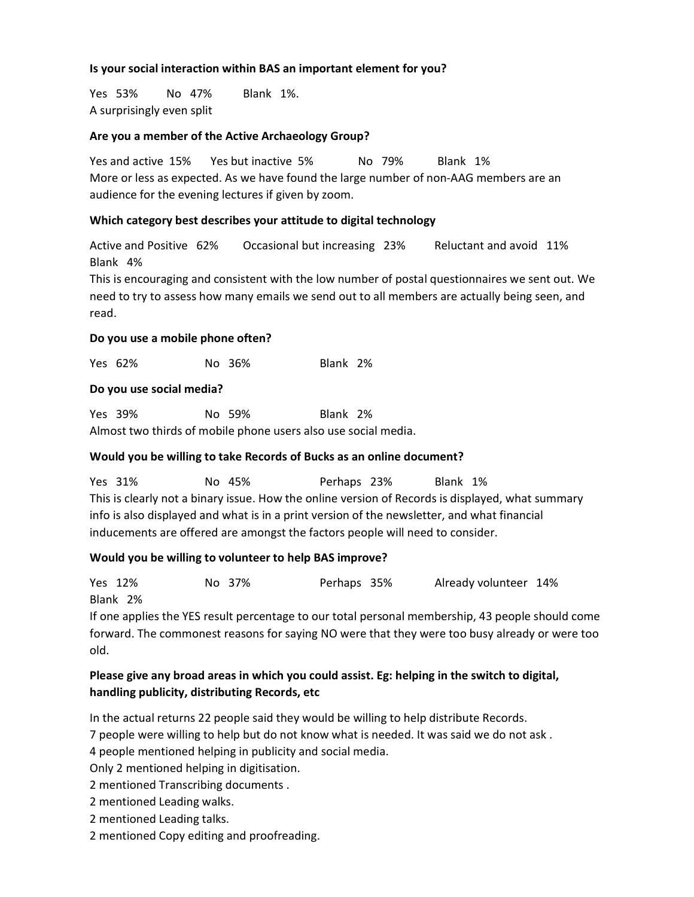**Is your social interaction within BAS an important element for you?**

Yes 53% No 47% Blank 1%.
A surprisingly even split

**Are you a member of the Active Archaeology Group?**

Yes and active 15% Yes but inactive 5% No 79% Blank 1%
More or less as expected. As we have found the large number of non-AAG members are an audience for the evening lectures if given by zoom.

**Which category best describes your attitude to digital technology**

Active and Positive 62% Occasional but increasing 23% Reluctant and avoid 11%
Blank 4%
This is encouraging and consistent with the low number of postal questionnaires we sent out. We need to try to assess how many emails we send out to all members are actually being seen, and read.

**Do you use a mobile phone often?**

Yes 62% No 36% Blank 2%

**Do you use social media?**

Yes 39% No 59% Blank 2%
Almost two thirds of mobile phone users also use social media.

**Would you be willing to take Records of Bucks as an online document?**

Yes 31% No 45% Perhaps 23% Blank 1%
This is clearly not a binary issue. How the online version of Records is displayed, what summary info is also displayed and what is in a print version of the newsletter, and what financial inducements are offered are amongst the factors people will need to consider.

**Would you be willing to volunteer to help BAS improve?**

Yes 12% No 37% Perhaps 35% Already volunteer 14%
Blank 2%
If one applies the YES result percentage to our total personal membership, 43 people should come forward. The commonest reasons for saying NO were that they were too busy already or were too old.

**Please give any broad areas in which you could assist. Eg: helping in the switch to digital, handling publicity, distributing Records, etc**

In the actual returns 22 people said they would be willing to help distribute Records.
7 people were willing to help but do not know what is needed. It was said we do not ask .
4 people mentioned helping in publicity and social media.
Only 2 mentioned helping in digitisation.
2 mentioned Transcribing documents .
2 mentioned Leading walks.
2 mentioned Leading talks.
2 mentioned Copy editing and proofreading.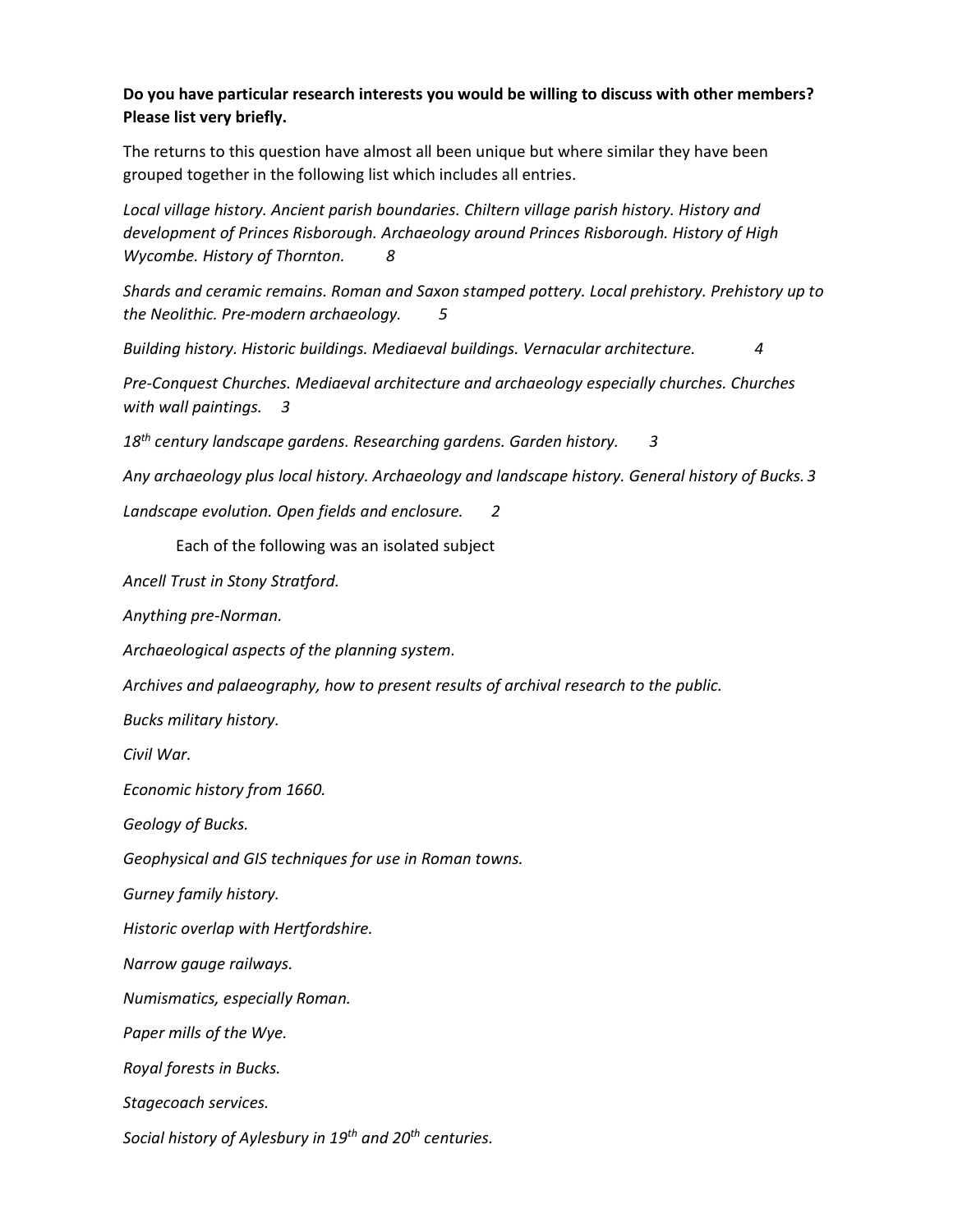**Do you have particular research interests you would be willing to discuss with other members? Please list very briefly.**

The returns to this question have almost all been unique but where similar they have been grouped together in the following list which includes all entries.

*Local village history. Ancient parish boundaries. Chiltern village parish history. History and development of Princes Risborough. Archaeology around Princes Risborough. History of High Wycombe. History of Thornton.* 8

*Shards and ceramic remains. Roman and Saxon stamped pottery. Local prehistory. Prehistory up to the Neolithic. Pre-modern archaeology.* 5

*Building history. Historic buildings. Mediaeval buildings. Vernacular architecture.* 4

*Pre-Conquest Churches. Mediaeval architecture and archaeology especially churches. Churches with wall paintings.* 3

*18th century landscape gardens. Researching gardens. Garden history.* 3

*Any archaeology plus local history. Archaeology and landscape history. General history of Bucks.* 3

*Landscape evolution. Open fields and enclosure.* 2

Each of the following was an isolated subject

*Ancell Trust in Stony Stratford.*

*Anything pre-Norman.*

*Archaeological aspects of the planning system.*

*Archives and palaeography, how to present results of archival research to the public.*

*Bucks military history.*

*Civil War.*

*Economic history from 1660.*

*Geology of Bucks.*

*Geophysical and GIS techniques for use in Roman towns.*

*Gurney family history.*

*Historic overlap with Hertfordshire.*

*Narrow gauge railways.*

*Numismatics, especially Roman.*

*Paper mills of the Wye.*

*Royal forests in Bucks.*

*Stagecoach services.*

*Social history of Aylesbury in 19th and 20th centuries.*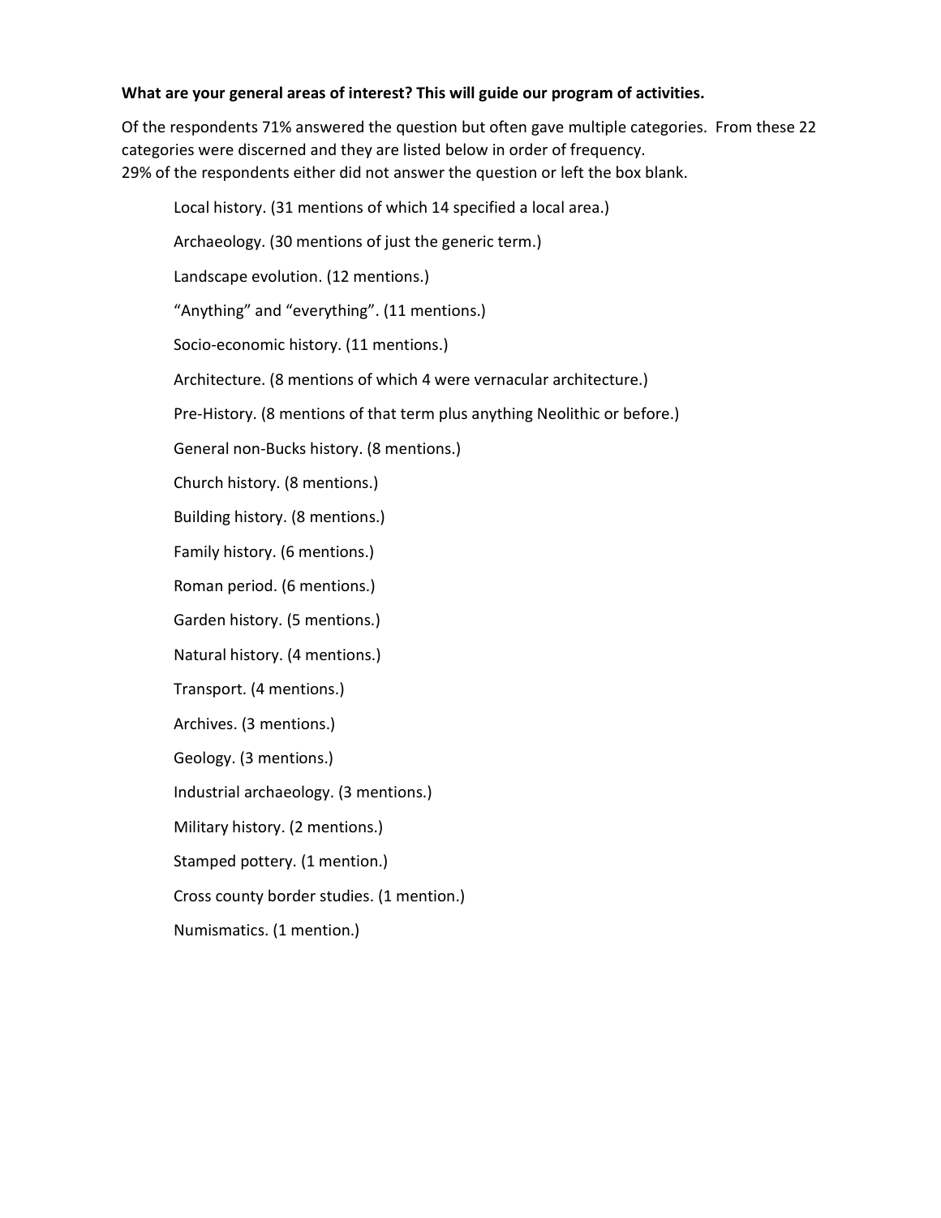**What are your general areas of interest? This will guide our program of activities.**

Of the respondents 71% answered the question but often gave multiple categories. From these 22 categories were discerned and they are listed below in order of frequency.
29% of the respondents either did not answer the question or left the box blank.

Local history. (31 mentions of which 14 specified a local area.)

Archaeology. (30 mentions of just the generic term.)

Landscape evolution. (12 mentions.)

"Anything" and "everything". (11 mentions.)

Socio-economic history. (11 mentions.)

Architecture. (8 mentions of which 4 were vernacular architecture.)

Pre-History. (8 mentions of that term plus anything Neolithic or before.)

General non-Bucks history. (8 mentions.)

Church history. (8 mentions.)

Building history. (8 mentions.)

Family history. (6 mentions.)

Roman period. (6 mentions.)

Garden history. (5 mentions.)

Natural history. (4 mentions.)

Transport. (4 mentions.)

Archives. (3 mentions.)

Geology. (3 mentions.)

Industrial archaeology. (3 mentions.)

Military history. (2 mentions.)

Stamped pottery. (1 mention.)

Cross county border studies. (1 mention.)

Numismatics. (1 mention.)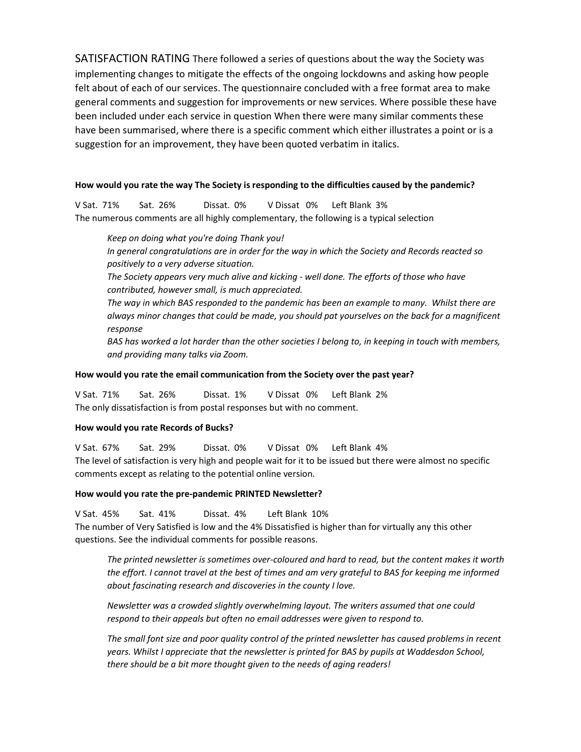SATISFACTION RATING There followed a series of questions about the way the Society was implementing changes to mitigate the effects of the ongoing lockdowns and asking how people felt about of each of our services. The questionnaire concluded with a free format area to make general comments and suggestion for improvements or new services. Where possible these have been included under each service in question When there were many similar comments these have been summarised, where there is a specific comment which either illustrates a point or is a suggestion for an improvement, they have been quoted verbatim in italics.

**How would you rate the way The Society is responding to the difficulties caused by the pandemic?**

V Sat. 71% Sat. 26% Dissat. 0% V Dissat 0% Left Blank 3%
The numerous comments are all highly complementary, the following is a typical selection

> *Keep on doing what you're doing Thank you!*
> *In general congratulations are in order for the way in which the Society and Records reacted so positively to a very adverse situation.*
> *The Society appears very much alive and kicking - well done. The efforts of those who have contributed, however small, is much appreciated.*
> *The way in which BAS responded to the pandemic has been an example to many. Whilst there are always minor changes that could be made, you should pat yourselves on the back for a magnificent response*
> *BAS has worked a lot harder than the other societies I belong to, in keeping in touch with members, and providing many talks via Zoom.*

**How would you rate the email communication from the Society over the past year?**

V Sat. 71% Sat. 26% Dissat. 1% V Dissat 0% Left Blank 2%
The only dissatisfaction is from postal responses but with no comment.

**How would you rate Records of Bucks?**

V Sat. 67% Sat. 29% Dissat. 0% V Dissat 0% Left Blank 4%
The level of satisfaction is very high and people wait for it to be issued but there were almost no specific comments except as relating to the potential online version.

**How would you rate the pre-pandemic PRINTED Newsletter?**

V Sat. 45% Sat. 41% Dissat. 4% Left Blank 10%
The number of Very Satisfied is low and the 4% Dissatisfied is higher than for virtually any this other questions. See the individual comments for possible reasons.

> *The printed newsletter is sometimes over-coloured and hard to read, but the content makes it worth the effort. I cannot travel at the best of times and am very grateful to BAS for keeping me informed about fascinating research and discoveries in the county I love.*
>
> *Newsletter was a crowded slightly overwhelming layout. The writers assumed that one could respond to their appeals but often no email addresses were given to respond to.*
>
> *The small font size and poor quality control of the printed newsletter has caused problems in recent years. Whilst I appreciate that the newsletter is printed for BAS by pupils at Waddesdon School, there should be a bit more thought given to the needs of aging readers!*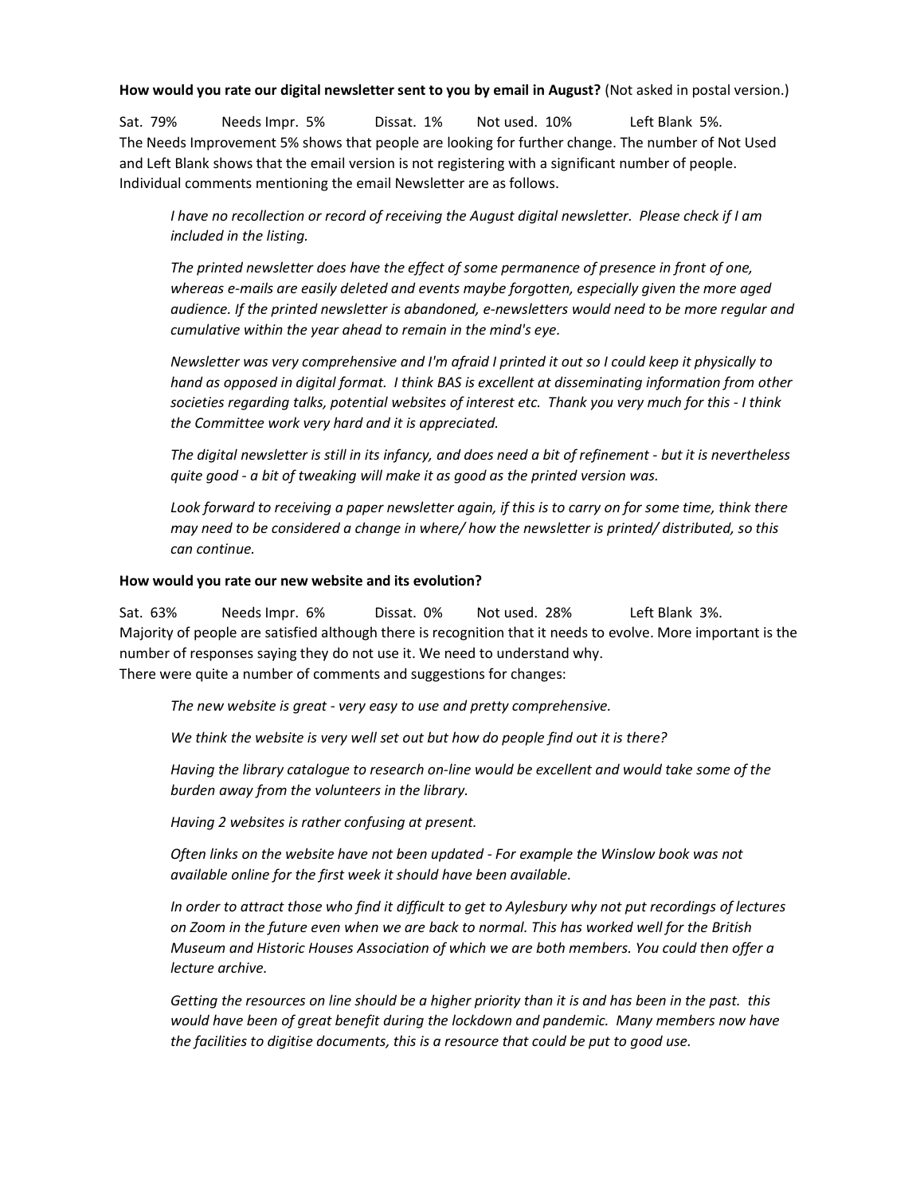**How would you rate our digital newsletter sent to you by email in August?** (Not asked in postal version.)

Sat. 79% Needs Impr. 5% Dissat. 1% Not used. 10% Left Blank 5%.

The Needs Improvement 5% shows that people are looking for further change. The number of Not Used and Left Blank shows that the email version is not registering with a significant number of people. Individual comments mentioning the email Newsletter are as follows.

> *I have no recollection or record of receiving the August digital newsletter. Please check if I am included in the listing.*
>
> *The printed newsletter does have the effect of some permanence of presence in front of one, whereas e-mails are easily deleted and events maybe forgotten, especially given the more aged audience. If the printed newsletter is abandoned, e-newsletters would need to be more regular and cumulative within the year ahead to remain in the mind's eye.*
>
> *Newsletter was very comprehensive and I'm afraid I printed it out so I could keep it physically to hand as opposed in digital format. I think BAS is excellent at disseminating information from other societies regarding talks, potential websites of interest etc. Thank you very much for this - I think the Committee work very hard and it is appreciated.*
>
> *The digital newsletter is still in its infancy, and does need a bit of refinement - but it is nevertheless quite good - a bit of tweaking will make it as good as the printed version was.*
>
> *Look forward to receiving a paper newsletter again, if this is to carry on for some time, think there may need to be considered a change in where/ how the newsletter is printed/ distributed, so this can continue.*

**How would you rate our new website and its evolution?**

Sat. 63% Needs Impr. 6% Dissat. 0% Not used. 28% Left Blank 3%.

Majority of people are satisfied although there is recognition that it needs to evolve. More important is the number of responses saying they do not use it. We need to understand why.
There were quite a number of comments and suggestions for changes:

> *The new website is great - very easy to use and pretty comprehensive.*
>
> *We think the website is very well set out but how do people find out it is there?*
>
> *Having the library catalogue to research on-line would be excellent and would take some of the burden away from the volunteers in the library.*
>
> *Having 2 websites is rather confusing at present.*
>
> *Often links on the website have not been updated - For example the Winslow book was not available online for the first week it should have been available.*
>
> *In order to attract those who find it difficult to get to Aylesbury why not put recordings of lectures on Zoom in the future even when we are back to normal. This has worked well for the British Museum and Historic Houses Association of which we are both members. You could then offer a lecture archive.*
>
> *Getting the resources on line should be a higher priority than it is and has been in the past. this would have been of great benefit during the lockdown and pandemic. Many members now have the facilities to digitise documents, this is a resource that could be put to good use.*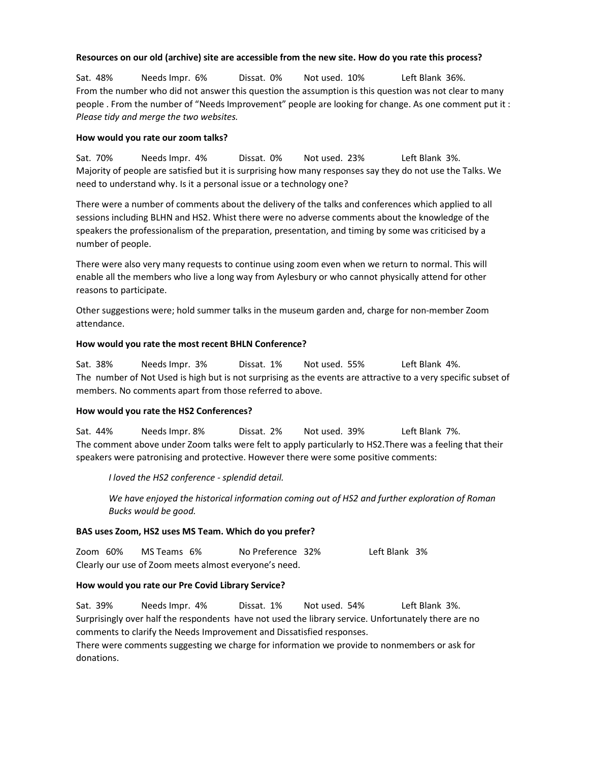**Resources on our old (archive) site are accessible from the new site. How do you rate this process?**

Sat. 48%  Needs Impr. 6%  Dissat. 0%  Not used. 10%  Left Blank 36%.
From the number who did not answer this question the assumption is this question was not clear to many people . From the number of "Needs Improvement" people are looking for change. As one comment put it : *Please tidy and merge the two websites.*

**How would you rate our zoom talks?**

Sat. 70%  Needs Impr. 4%  Dissat. 0%  Not used. 23%  Left Blank 3%.
Majority of people are satisfied but it is surprising how many responses say they do not use the Talks. We need to understand why. Is it a personal issue or a technology one?

There were a number of comments about the delivery of the talks and conferences which applied to all sessions including BLHN and HS2. Whist there were no adverse comments about the knowledge of the speakers the professionalism of the preparation, presentation, and timing by some was criticised by a number of people.

There were also very many requests to continue using zoom even when we return to normal. This will enable all the members who live a long way from Aylesbury or who cannot physically attend for other reasons to participate.

Other suggestions were; hold summer talks in the museum garden and, charge for non-member Zoom attendance.

**How would you rate the most recent BHLN Conference?**

Sat. 38%  Needs Impr. 3%  Dissat. 1%  Not used. 55%  Left Blank 4%.
The number of Not Used is high but is not surprising as the events are attractive to a very specific subset of members. No comments apart from those referred to above.

**How would you rate the HS2 Conferences?**

Sat. 44%  Needs Impr. 8%  Dissat. 2%  Not used. 39%  Left Blank 7%.
The comment above under Zoom talks were felt to apply particularly to HS2.There was a feeling that their speakers were patronising and protective. However there were some positive comments:

> *I loved the HS2 conference - splendid detail.*
>
> *We have enjoyed the historical information coming out of HS2 and further exploration of Roman Bucks would be good.*

**BAS uses Zoom, HS2 uses MS Team. Which do you prefer?**

Zoom 60%  MS Teams 6%  No Preference 32%  Left Blank 3%
Clearly our use of Zoom meets almost everyone's need.

**How would you rate our Pre Covid Library Service?**

Sat. 39%  Needs Impr. 4%  Dissat. 1%  Not used. 54%  Left Blank 3%.
Surprisingly over half the respondents have not used the library service. Unfortunately there are no comments to clarify the Needs Improvement and Dissatisfied responses.
There were comments suggesting we charge for information we provide to nonmembers or ask for donations.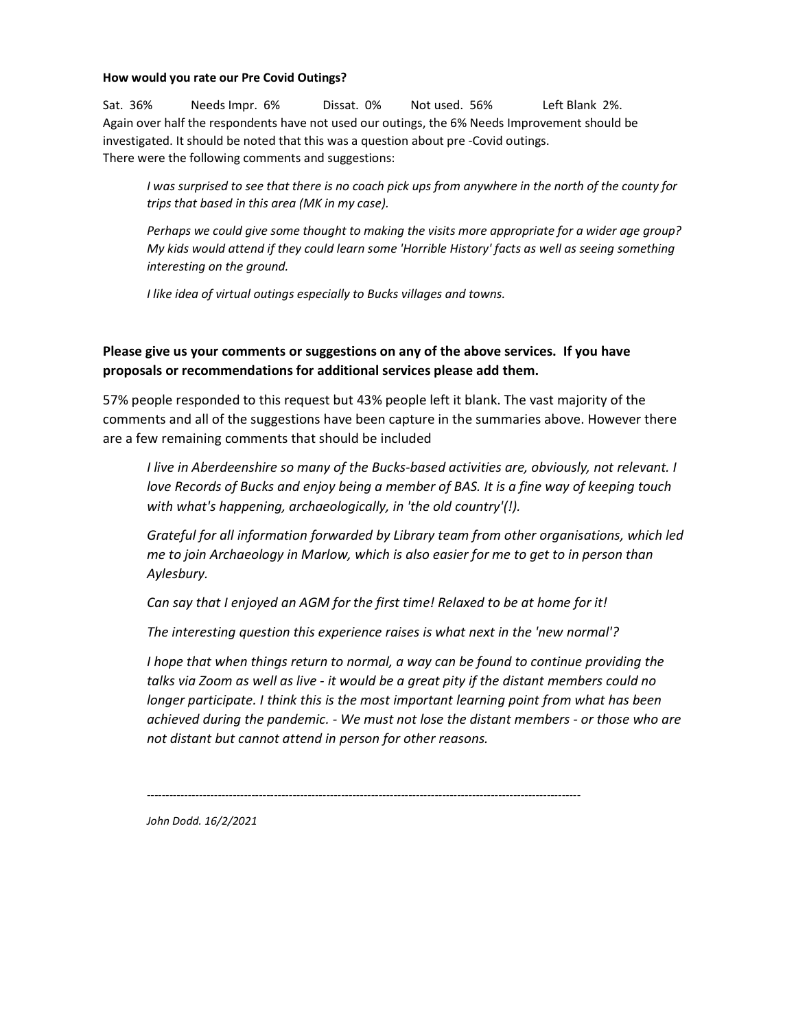**How would you rate our Pre Covid Outings?**

Sat. 36% Needs Impr. 6% Dissat. 0% Not used. 56% Left Blank 2%.

Again over half the respondents have not used our outings, the 6% Needs Improvement should be investigated. It should be noted that this was a question about pre -Covid outings.

There were the following comments and suggestions:

> *I was surprised to see that there is no coach pick ups from anywhere in the north of the county for trips that based in this area (MK in my case).*
>
> *Perhaps we could give some thought to making the visits more appropriate for a wider age group? My kids would attend if they could learn some 'Horrible History' facts as well as seeing something interesting on the ground.*
>
> *I like idea of virtual outings especially to Bucks villages and towns.*

**Please give us your comments or suggestions on any of the above services. If you have proposals or recommendations for additional services please add them.**

57% people responded to this request but 43% people left it blank. The vast majority of the comments and all of the suggestions have been capture in the summaries above. However there are a few remaining comments that should be included

> *I live in Aberdeenshire so many of the Bucks-based activities are, obviously, not relevant. I love Records of Bucks and enjoy being a member of BAS. It is a fine way of keeping touch with what's happening, archaeologically, in 'the old country'(!).*
>
> *Grateful for all information forwarded by Library team from other organisations, which led me to join Archaeology in Marlow, which is also easier for me to get to in person than Aylesbury.*
>
> *Can say that I enjoyed an AGM for the first time! Relaxed to be at home for it!*
>
> *The interesting question this experience raises is what next in the 'new normal'?*
>
> *I hope that when things return to normal, a way can be found to continue providing the talks via Zoom as well as live - it would be a great pity if the distant members could no longer participate. I think this is the most important learning point from what has been achieved during the pandemic. - We must not lose the distant members - or those who are not distant but cannot attend in person for other reasons.*

---

*John Dodd. 16/2/2021*